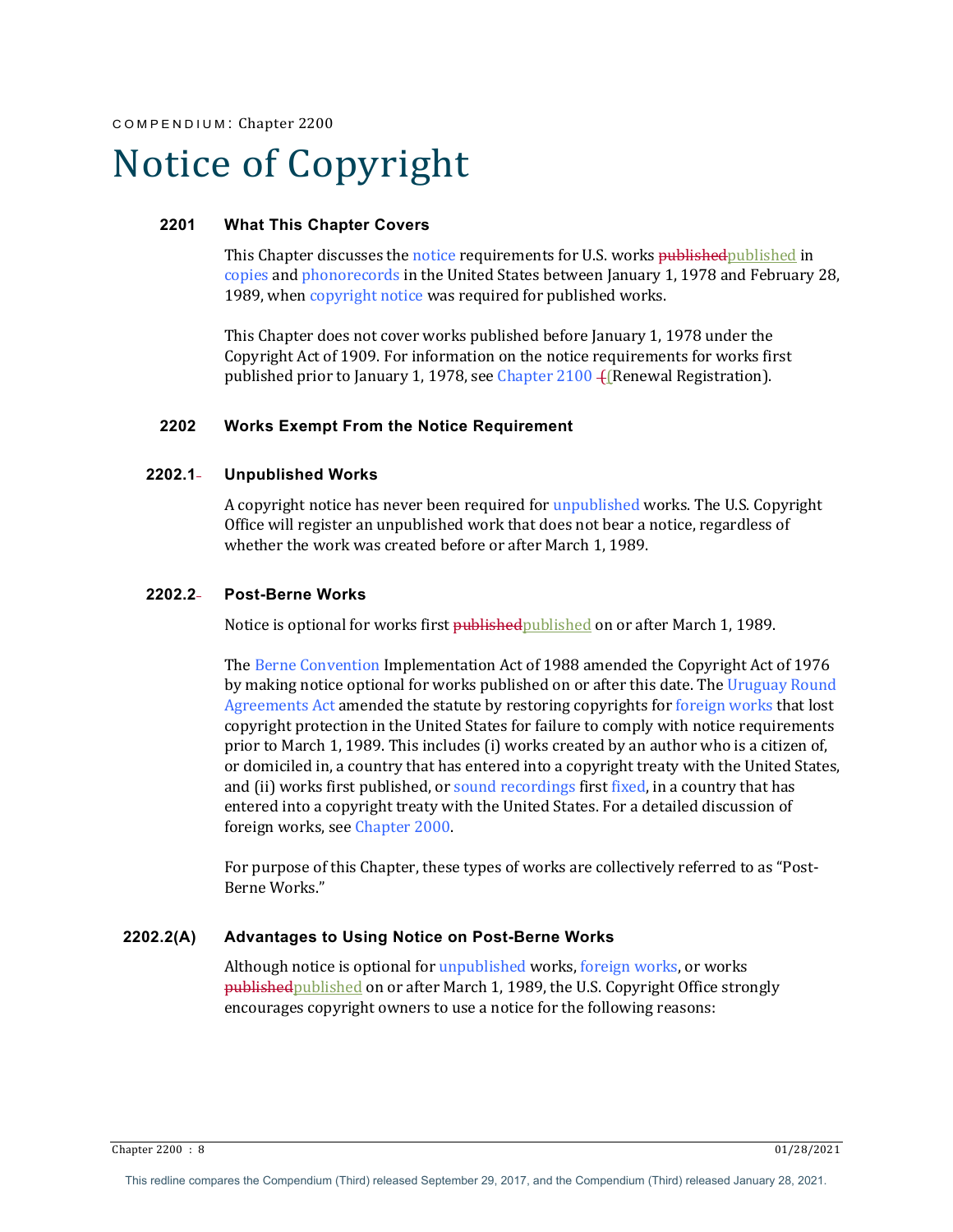COMPENDIUM: Chapter 2200

# Notice of Copyright

## 2201 What This Chapter Covers

This Chapter discusses the notice requirements for U.S. works publishedpublished in copies and phonorecords in the United States between January 1, 1978 and February 28, 1989, when copyright notice was required for published works.

This Chapter does not cover works published before January 1, 1978 under the Copyright Act of 1909. For information on the notice requirements for works first published prior to January 1, 1978, see Chapter 2100 ((Renewal Registration).

## 2202 Works Exempt From the Notice Requirement

### 2202.1 Unpublished Works

A copyright notice has never been required for unpublished works. The U.S. Copyright Office will register an unpublished work that does not bear a notice, regardless of whether the work was created before or after March 1, 1989.

### 2202.2 Post-Berne Works

Notice is optional for works first publishedpublished on or after March 1, 1989.

The Berne Convention Implementation Act of 1988 amended the Copyright Act of 1976 by making notice optional for works published on or after this date. The Uruguay Round Agreements Act amended the statute by restoring copyrights for foreign works that lost copyright protection in the United States for failure to comply with notice requirements prior to March 1, 1989. This includes (i) works created by an author who is a citizen of, or domiciled in, a country that has entered into a copyright treaty with the United States, and (ii) works first published, or sound recordings first fixed, in a country that has entered into a copyright treaty with the United States. For a detailed discussion of foreign works, see Chapter 2000.

For purpose of this Chapter, these types of works are collectively referred to as "Post-Berne Works."

#### 2202.2(A) Advantages to Using Notice on Post-Berne Works

Although notice is optional for unpublished works, foreign works, or works publishedpublished on or after March 1, 1989, the U.S. Copyright Office strongly encourages copyright owners to use a notice for the following reasons: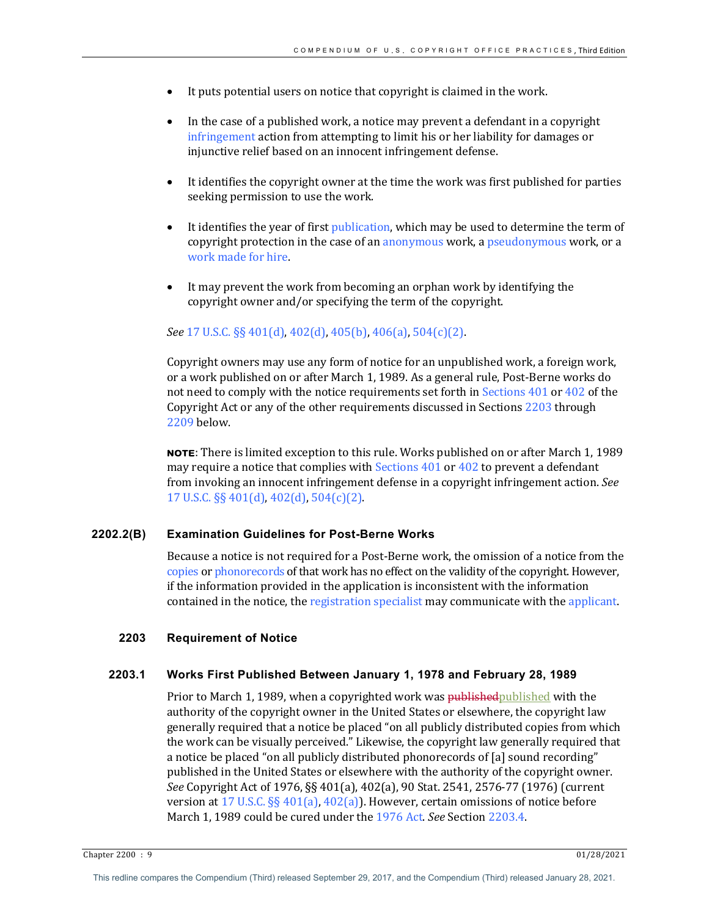- It puts potential users on notice that copyright is claimed in the work.
- In the case of a published work, a notice may prevent a defendant in a copyright infringement action from attempting to limit his or her liability for damages or injunctive relief based on an innocent infringement defense.
- It identifies the copyright owner at the time the work was first published for parties seeking permission to use the work.
- It identifies the year of first publication, which may be used to determine the term of copyright protection in the case of an anonymous work, a pseudonymous work, or a work made for hire.
- It may prevent the work from becoming an orphan work by identifying the copyright owner and/or specifying the term of the copyright.

*See* 17 U.S.C. §§ 401(d), 402(d), 405(b), 406(a), 504(c)(2).

Copyright owners may use any form of notice for an unpublished work, a foreign work, or a work published on or after March 1, 1989. As a general rule, Post-Berne works do not need to comply with the notice requirements set forth in Sections 401 or 402 of the Copyright Act or any of the other requirements discussed in Sections 2203 through 2209 below.

**NOTE**: There is limited exception to this rule. Works published on or after March 1, 1989 may require a notice that complies with Sections 401 or 402 to prevent a defendant from invoking an innocent infringement defense in a copyright infringement action. *See* 17 U.S.C. §§ 401(d), 402(d), 504(c)(2).

### 2202.2(B) Examination Guidelines for Post-Berne Works

Because a notice is not required for a Post-Berne work, the omission of a notice from the copies or phonorecords of that work has no effect on the validity of the copyright. However, if the information provided in the application is inconsistent with the information contained in the notice, the registration specialist may communicate with the applicant.

## 2203 Requirement of Notice

### 2203.1 Works First Published Between January 1, 1978 and February 28, 1989

Prior to March 1, 1989, when a copyrighted work was ~~published~~published with the authority of the copyright owner in the United States or elsewhere, the copyright law generally required that a notice be placed "on all publicly distributed copies from which the work can be visually perceived." Likewise, the copyright law generally required that a notice be placed "on all publicly distributed phonorecords of [a] sound recording" published in the United States or elsewhere with the authority of the copyright owner. *See* Copyright Act of 1976, §§ 401(a), 402(a), 90 Stat. 2541, 2576-77 (1976) (current version at 17 U.S.C. §§ 401(a), 402(a)). However, certain omissions of notice before March 1, 1989 could be cured under the 1976 Act. *See* Section 2203.4.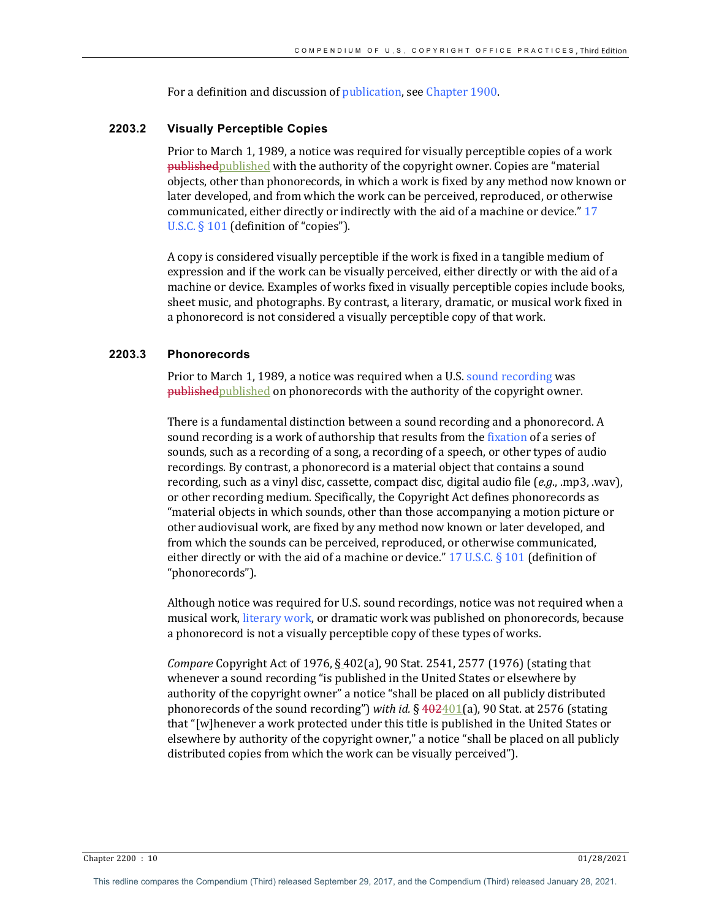For a definition and discussion of publication, see Chapter 1900.

### 2203.2 Visually Perceptible Copies

Prior to March 1, 1989, a notice was required for visually perceptible copies of a work ~~published~~published with the authority of the copyright owner. Copies are "material objects, other than phonorecords, in which a work is fixed by any method now known or later developed, and from which the work can be perceived, reproduced, or otherwise communicated, either directly or indirectly with the aid of a machine or device." 17 U.S.C. § 101 (definition of "copies").

A copy is considered visually perceptible if the work is fixed in a tangible medium of expression and if the work can be visually perceived, either directly or with the aid of a machine or device. Examples of works fixed in visually perceptible copies include books, sheet music, and photographs. By contrast, a literary, dramatic, or musical work fixed in a phonorecord is not considered a visually perceptible copy of that work.

### 2203.3 Phonorecords

Prior to March 1, 1989, a notice was required when a U.S. sound recording was ~~published~~published on phonorecords with the authority of the copyright owner.

There is a fundamental distinction between a sound recording and a phonorecord. A sound recording is a work of authorship that results from the fixation of a series of sounds, such as a recording of a song, a recording of a speech, or other types of audio recordings. By contrast, a phonorecord is a material object that contains a sound recording, such as a vinyl disc, cassette, compact disc, digital audio file (*e.g.*, .mp3, .wav), or other recording medium. Specifically, the Copyright Act defines phonorecords as "material objects in which sounds, other than those accompanying a motion picture or other audiovisual work, are fixed by any method now known or later developed, and from which the sounds can be perceived, reproduced, or otherwise communicated, either directly or with the aid of a machine or device." 17 U.S.C. § 101 (definition of "phonorecords").

Although notice was required for U.S. sound recordings, notice was not required when a musical work, literary work, or dramatic work was published on phonorecords, because a phonorecord is not a visually perceptible copy of these types of works.

*Compare* Copyright Act of 1976, § 402(a), 90 Stat. 2541, 2577 (1976) (stating that whenever a sound recording "is published in the United States or elsewhere by authority of the copyright owner" a notice "shall be placed on all publicly distributed phonorecords of the sound recording") *with id.* § ~~402~~401(a), 90 Stat. at 2576 (stating that "[w]henever a work protected under this title is published in the United States or elsewhere by authority of the copyright owner," a notice "shall be placed on all publicly distributed copies from which the work can be visually perceived").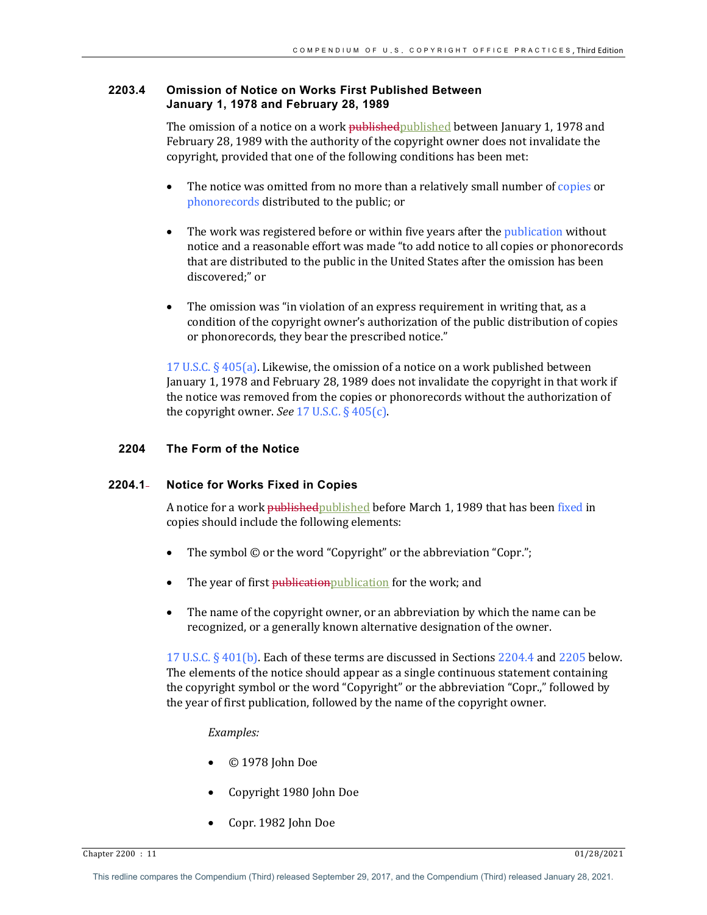### 2203.4 Omission of Notice on Works First Published Between January 1, 1978 and February 28, 1989

The omission of a notice on a work ~~published~~published between January 1, 1978 and February 28, 1989 with the authority of the copyright owner does not invalidate the copyright, provided that one of the following conditions has been met:

- The notice was omitted from no more than a relatively small number of copies or phonorecords distributed to the public; or
- The work was registered before or within five years after the publication without notice and a reasonable effort was made "to add notice to all copies or phonorecords that are distributed to the public in the United States after the omission has been discovered;" or
- The omission was "in violation of an express requirement in writing that, as a condition of the copyright owner's authorization of the public distribution of copies or phonorecords, they bear the prescribed notice."

17 U.S.C. § 405(a). Likewise, the omission of a notice on a work published between January 1, 1978 and February 28, 1989 does not invalidate the copyright in that work if the notice was removed from the copies or phonorecords without the authorization of the copyright owner. *See* 17 U.S.C. § 405(c).

## 2204 The Form of the Notice

### 2204.1 Notice for Works Fixed in Copies

A notice for a work ~~published~~published before March 1, 1989 that has been fixed in copies should include the following elements:

- The symbol © or the word "Copyright" or the abbreviation "Copr.";
- The year of first ~~publication~~publication for the work; and
- The name of the copyright owner, or an abbreviation by which the name can be recognized, or a generally known alternative designation of the owner.

17 U.S.C. § 401(b). Each of these terms are discussed in Sections 2204.4 and 2205 below. The elements of the notice should appear as a single continuous statement containing the copyright symbol or the word "Copyright" or the abbreviation "Copr.," followed by the year of first publication, followed by the name of the copyright owner.

*Examples:*

- © 1978 John Doe
- Copyright 1980 John Doe
- Copr. 1982 John Doe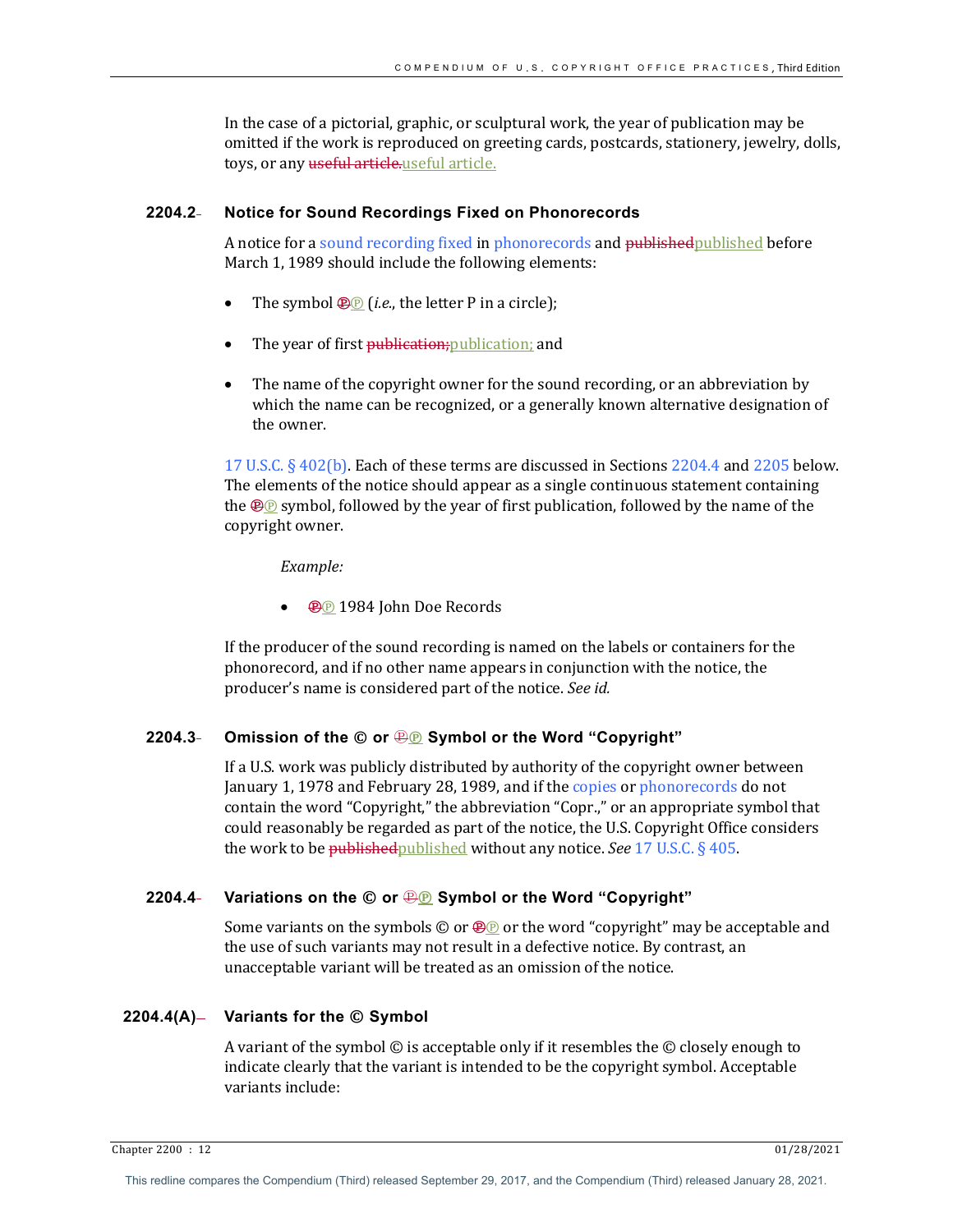In the case of a pictorial, graphic, or sculptural work, the year of publication may be omitted if the work is reproduced on greeting cards, postcards, stationery, jewelry, dolls, toys, or any ~~useful article.~~useful article.

### 2204.2 Notice for Sound Recordings Fixed on Phonorecords

A notice for a sound recording fixed in phonorecords and ~~published~~published before March 1, 1989 should include the following elements:

- The symbol ~~℗~~℗ (*i.e.*, the letter P in a circle);
- The year of first ~~publication;~~publication; and
- The name of the copyright owner for the sound recording, or an abbreviation by which the name can be recognized, or a generally known alternative designation of the owner.

17 U.S.C. § 402(b). Each of these terms are discussed in Sections 2204.4 and 2205 below. The elements of the notice should appear as a single continuous statement containing the ~~℗~~℗ symbol, followed by the year of first publication, followed by the name of the copyright owner.

*Example:*

- ~~℗~~℗ 1984 John Doe Records

If the producer of the sound recording is named on the labels or containers for the phonorecord, and if no other name appears in conjunction with the notice, the producer's name is considered part of the notice. *See id.*

### 2204.3 Omission of the © or ~~℗~~℗ Symbol or the Word "Copyright"

If a U.S. work was publicly distributed by authority of the copyright owner between January 1, 1978 and February 28, 1989, and if the copies or phonorecords do not contain the word "Copyright," the abbreviation "Copr.," or an appropriate symbol that could reasonably be regarded as part of the notice, the U.S. Copyright Office considers the work to be ~~published~~published without any notice. *See* 17 U.S.C. § 405.

### 2204.4 Variations on the © or ~~℗~~℗ Symbol or the Word "Copyright"

Some variants on the symbols © or ~~℗~~℗ or the word "copyright" may be acceptable and the use of such variants may not result in a defective notice. By contrast, an unacceptable variant will be treated as an omission of the notice.

#### 2204.4(A) Variants for the © Symbol

A variant of the symbol © is acceptable only if it resembles the © closely enough to indicate clearly that the variant is intended to be the copyright symbol. Acceptable variants include: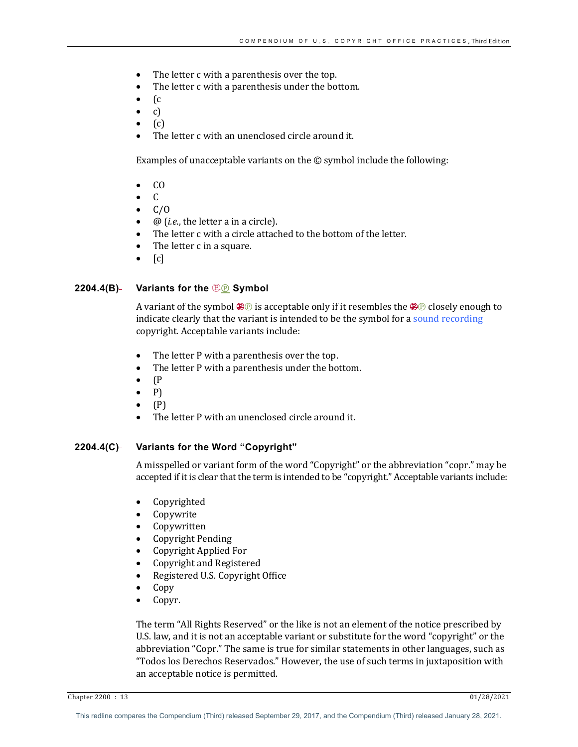- The letter c with a parenthesis over the top.
- The letter c with a parenthesis under the bottom.
- (c
- c)
- (c)
- The letter c with an unenclosed circle around it.

Examples of unacceptable variants on the © symbol include the following:

- CO
- C
- C/O
- @ (*i.e.*, the letter a in a circle).
- The letter c with a circle attached to the bottom of the letter.
- The letter c in a square.
- [c]

### 2204.4(B) Variants for the ℗ Symbol

A variant of the symbol ℗ is acceptable only if it resembles the ℗ closely enough to indicate clearly that the variant is intended to be the symbol for a sound recording copyright. Acceptable variants include:

- The letter P with a parenthesis over the top.
- The letter P with a parenthesis under the bottom.
- (P
- P)
- (P)
- The letter P with an unenclosed circle around it.

### 2204.4(C) Variants for the Word "Copyright"

A misspelled or variant form of the word "Copyright" or the abbreviation "copr." may be accepted if it is clear that the term is intended to be "copyright." Acceptable variants include:

- Copyrighted
- Copywrite
- Copywritten
- Copyright Pending
- Copyright Applied For
- Copyright and Registered
- Registered U.S. Copyright Office
- Copy
- Copyr.

The term "All Rights Reserved" or the like is not an element of the notice prescribed by U.S. law, and it is not an acceptable variant or substitute for the word "copyright" or the abbreviation "Copr." The same is true for similar statements in other languages, such as "Todos los Derechos Reservados." However, the use of such terms in juxtaposition with an acceptable notice is permitted.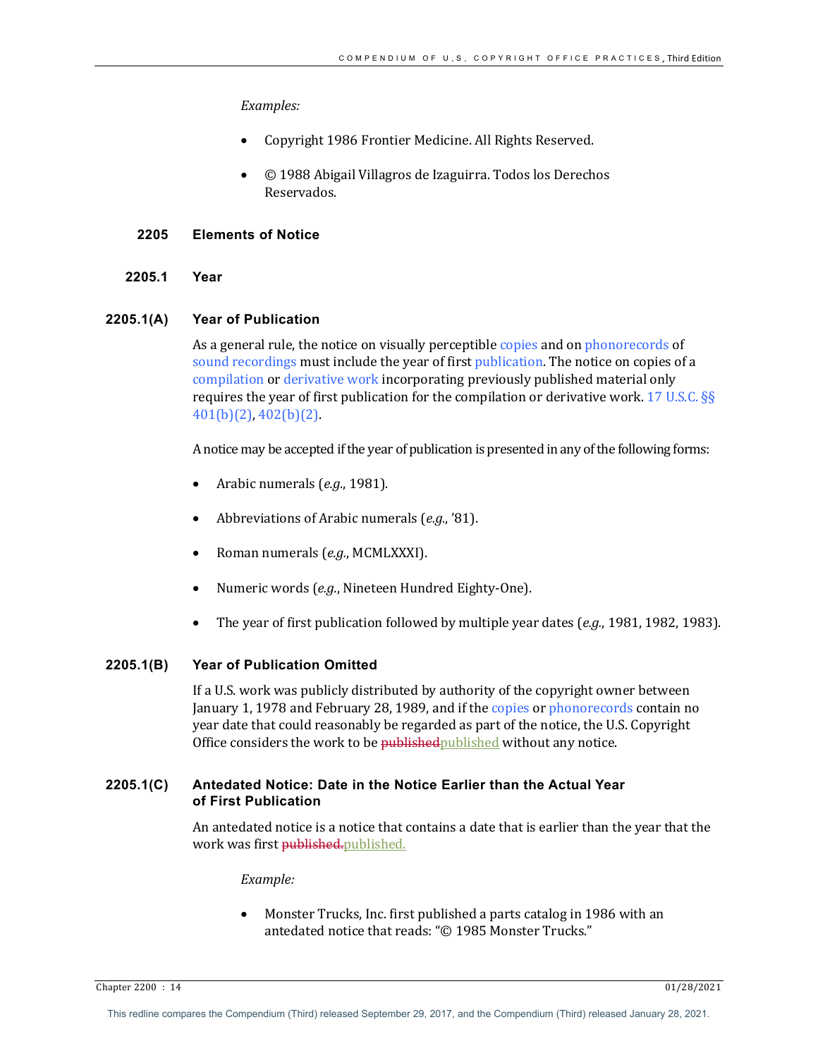*Examples:*

- Copyright 1986 Frontier Medicine. All Rights Reserved.
- © 1988 Abigail Villagros de Izaguirra. Todos los Derechos Reservados.

## 2205 Elements of Notice

### 2205.1 Year

#### 2205.1(A) Year of Publication

As a general rule, the notice on visually perceptible copies and on phonorecords of sound recordings must include the year of first publication. The notice on copies of a compilation or derivative work incorporating previously published material only requires the year of first publication for the compilation or derivative work. 17 U.S.C. §§ 401(b)(2), 402(b)(2).

A notice may be accepted if the year of publication is presented in any of the following forms:

- Arabic numerals (*e.g.*, 1981).
- Abbreviations of Arabic numerals (*e.g.*, '81).
- Roman numerals (*e.g.*, MCMLXXXI).
- Numeric words (*e.g.*, Nineteen Hundred Eighty-One).
- The year of first publication followed by multiple year dates (*e.g.*, 1981, 1982, 1983).

#### 2205.1(B) Year of Publication Omitted

If a U.S. work was publicly distributed by authority of the copyright owner between January 1, 1978 and February 28, 1989, and if the copies or phonorecords contain no year date that could reasonably be regarded as part of the notice, the U.S. Copyright Office considers the work to be ~~published~~published without any notice.

#### 2205.1(C) Antedated Notice: Date in the Notice Earlier than the Actual Year of First Publication

An antedated notice is a notice that contains a date that is earlier than the year that the work was first ~~published.~~published.

*Example:*

- Monster Trucks, Inc. first published a parts catalog in 1986 with an antedated notice that reads: "© 1985 Monster Trucks."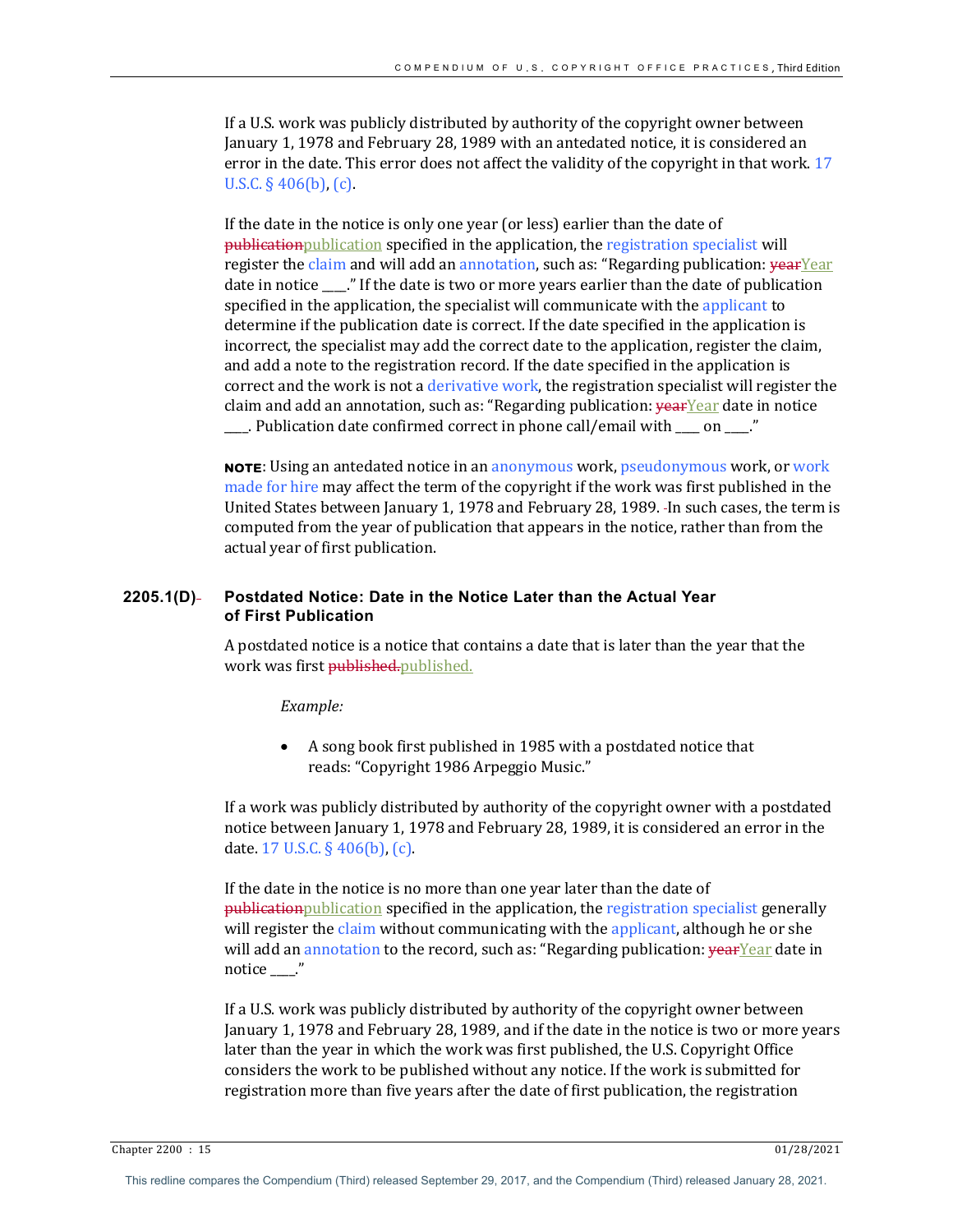If a U.S. work was publicly distributed by authority of the copyright owner between January 1, 1978 and February 28, 1989 with an antedated notice, it is considered an error in the date. This error does not affect the validity of the copyright in that work. 17 U.S.C. § 406(b), (c).

If the date in the notice is only one year (or less) earlier than the date of publicationpublication specified in the application, the registration specialist will register the claim and will add an annotation, such as: "Regarding publication: yearYear date in notice ____." If the date is two or more years earlier than the date of publication specified in the application, the specialist will communicate with the applicant to determine if the publication date is correct. If the date specified in the application is incorrect, the specialist may add the correct date to the application, register the claim, and add a note to the registration record. If the date specified in the application is correct and the work is not a derivative work, the registration specialist will register the claim and add an annotation, such as: "Regarding publication: yearYear date in notice ____. Publication date confirmed correct in phone call/email with ____ on ____."

**NOTE**: Using an antedated notice in an anonymous work, pseudonymous work, or work made for hire may affect the term of the copyright if the work was first published in the United States between January 1, 1978 and February 28, 1989. In such cases, the term is computed from the year of publication that appears in the notice, rather than from the actual year of first publication.

### 2205.1(D) Postdated Notice: Date in the Notice Later than the Actual Year of First Publication

A postdated notice is a notice that contains a date that is later than the year that the work was first published.published.

*Example:*

- A song book first published in 1985 with a postdated notice that reads: "Copyright 1986 Arpeggio Music."

If a work was publicly distributed by authority of the copyright owner with a postdated notice between January 1, 1978 and February 28, 1989, it is considered an error in the date. 17 U.S.C. § 406(b), (c).

If the date in the notice is no more than one year later than the date of publicationpublication specified in the application, the registration specialist generally will register the claim without communicating with the applicant, although he or she will add an annotation to the record, such as: "Regarding publication: yearYear date in notice ____."

If a U.S. work was publicly distributed by authority of the copyright owner between January 1, 1978 and February 28, 1989, and if the date in the notice is two or more years later than the year in which the work was first published, the U.S. Copyright Office considers the work to be published without any notice. If the work is submitted for registration more than five years after the date of first publication, the registration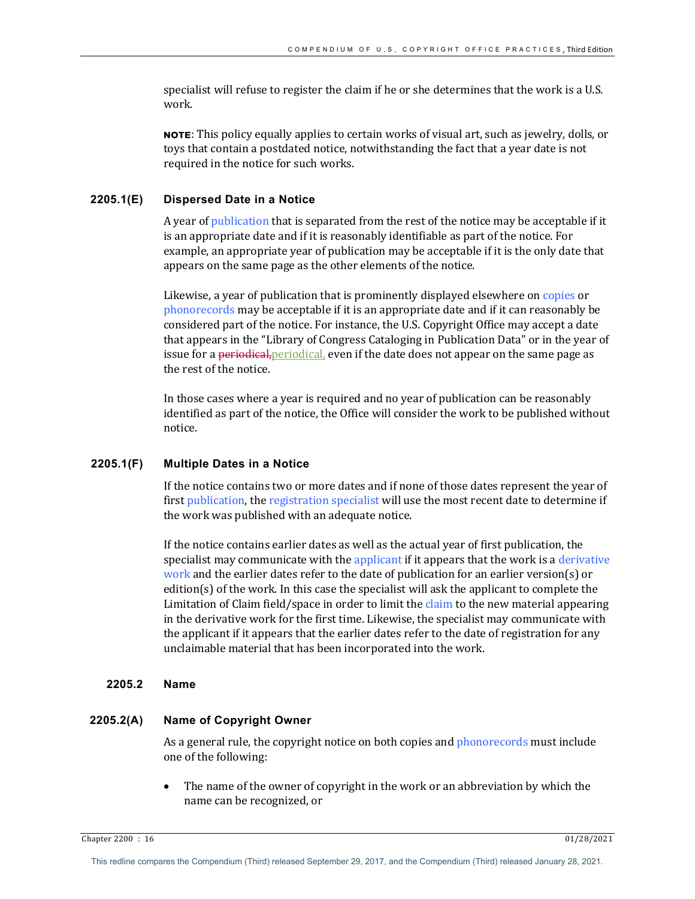specialist will refuse to register the claim if he or she determines that the work is a U.S. work.

**NOTE**: This policy equally applies to certain works of visual art, such as jewelry, dolls, or toys that contain a postdated notice, notwithstanding the fact that a year date is not required in the notice for such works.

### 2205.1(E) Dispersed Date in a Notice

A year of publication that is separated from the rest of the notice may be acceptable if it is an appropriate date and if it is reasonably identifiable as part of the notice. For example, an appropriate year of publication may be acceptable if it is the only date that appears on the same page as the other elements of the notice.

Likewise, a year of publication that is prominently displayed elsewhere on copies or phonorecords may be acceptable if it is an appropriate date and if it can reasonably be considered part of the notice. For instance, the U.S. Copyright Office may accept a date that appears in the "Library of Congress Cataloging in Publication Data" or in the year of issue for a ~~periodical,~~periodical, even if the date does not appear on the same page as the rest of the notice.

In those cases where a year is required and no year of publication can be reasonably identified as part of the notice, the Office will consider the work to be published without notice.

### 2205.1(F) Multiple Dates in a Notice

If the notice contains two or more dates and if none of those dates represent the year of first publication, the registration specialist will use the most recent date to determine if the work was published with an adequate notice.

If the notice contains earlier dates as well as the actual year of first publication, the specialist may communicate with the applicant if it appears that the work is a derivative work and the earlier dates refer to the date of publication for an earlier version(s) or edition(s) of the work. In this case the specialist will ask the applicant to complete the Limitation of Claim field/space in order to limit the claim to the new material appearing in the derivative work for the first time. Likewise, the specialist may communicate with the applicant if it appears that the earlier dates refer to the date of registration for any unclaimable material that has been incorporated into the work.

## 2205.2 Name

### 2205.2(A) Name of Copyright Owner

As a general rule, the copyright notice on both copies and phonorecords must include one of the following:

- The name of the owner of copyright in the work or an abbreviation by which the name can be recognized, or

This redline compares the Compendium (Third) released September 29, 2017, and the Compendium (Third) released January 28, 2021.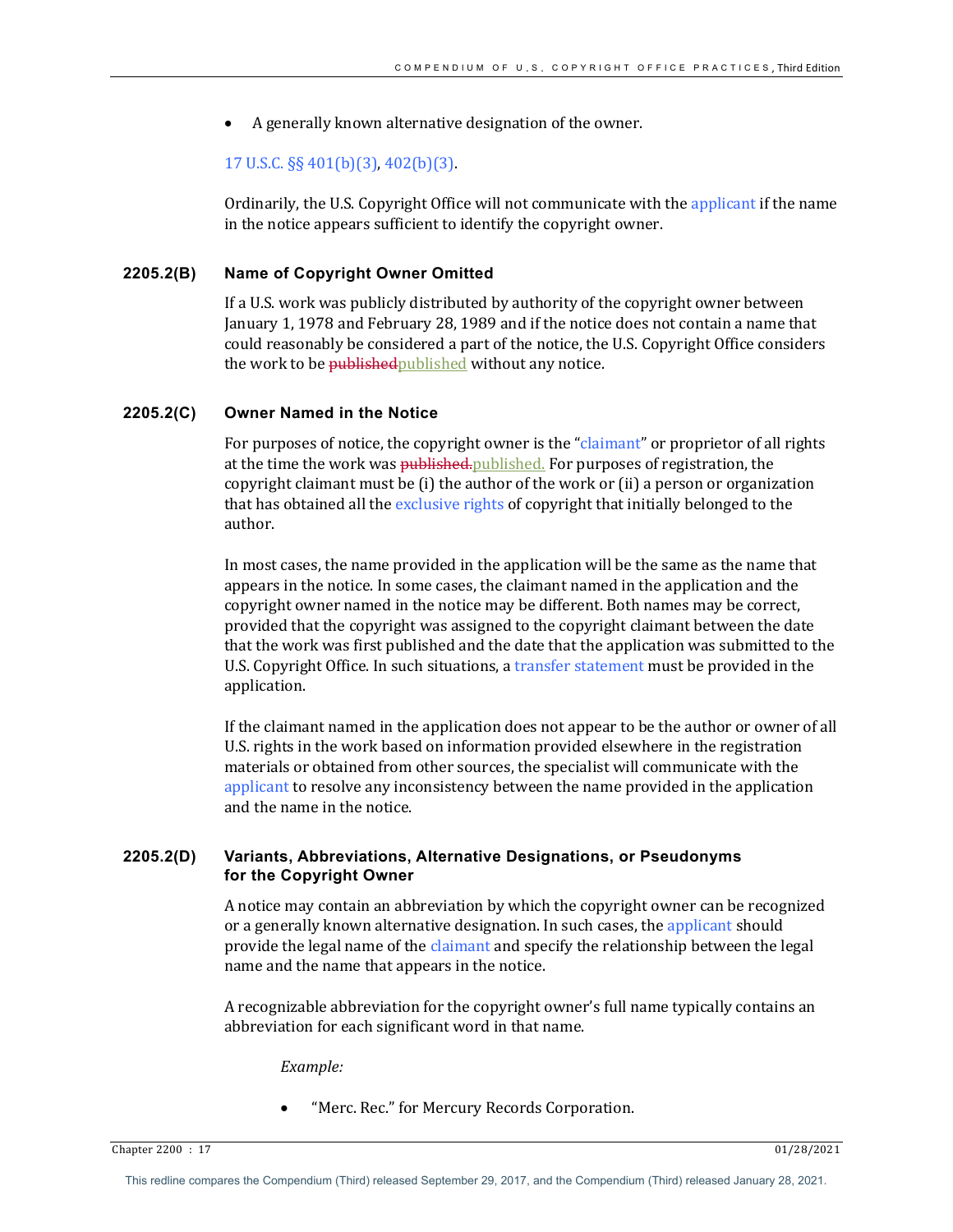- A generally known alternative designation of the owner.

17 U.S.C. §§ 401(b)(3), 402(b)(3).

Ordinarily, the U.S. Copyright Office will not communicate with the applicant if the name in the notice appears sufficient to identify the copyright owner.

### 2205.2(B) Name of Copyright Owner Omitted

If a U.S. work was publicly distributed by authority of the copyright owner between January 1, 1978 and February 28, 1989 and if the notice does not contain a name that could reasonably be considered a part of the notice, the U.S. Copyright Office considers the work to be ~~published~~published without any notice.

### 2205.2(C) Owner Named in the Notice

For purposes of notice, the copyright owner is the "claimant" or proprietor of all rights at the time the work was ~~published.~~published. For purposes of registration, the copyright claimant must be (i) the author of the work or (ii) a person or organization that has obtained all the exclusive rights of copyright that initially belonged to the author.

In most cases, the name provided in the application will be the same as the name that appears in the notice. In some cases, the claimant named in the application and the copyright owner named in the notice may be different. Both names may be correct, provided that the copyright was assigned to the copyright claimant between the date that the work was first published and the date that the application was submitted to the U.S. Copyright Office. In such situations, a transfer statement must be provided in the application.

If the claimant named in the application does not appear to be the author or owner of all U.S. rights in the work based on information provided elsewhere in the registration materials or obtained from other sources, the specialist will communicate with the applicant to resolve any inconsistency between the name provided in the application and the name in the notice.

### 2205.2(D) Variants, Abbreviations, Alternative Designations, or Pseudonyms for the Copyright Owner

A notice may contain an abbreviation by which the copyright owner can be recognized or a generally known alternative designation. In such cases, the applicant should provide the legal name of the claimant and specify the relationship between the legal name and the name that appears in the notice.

A recognizable abbreviation for the copyright owner's full name typically contains an abbreviation for each significant word in that name.

*Example:*

- "Merc. Rec." for Mercury Records Corporation.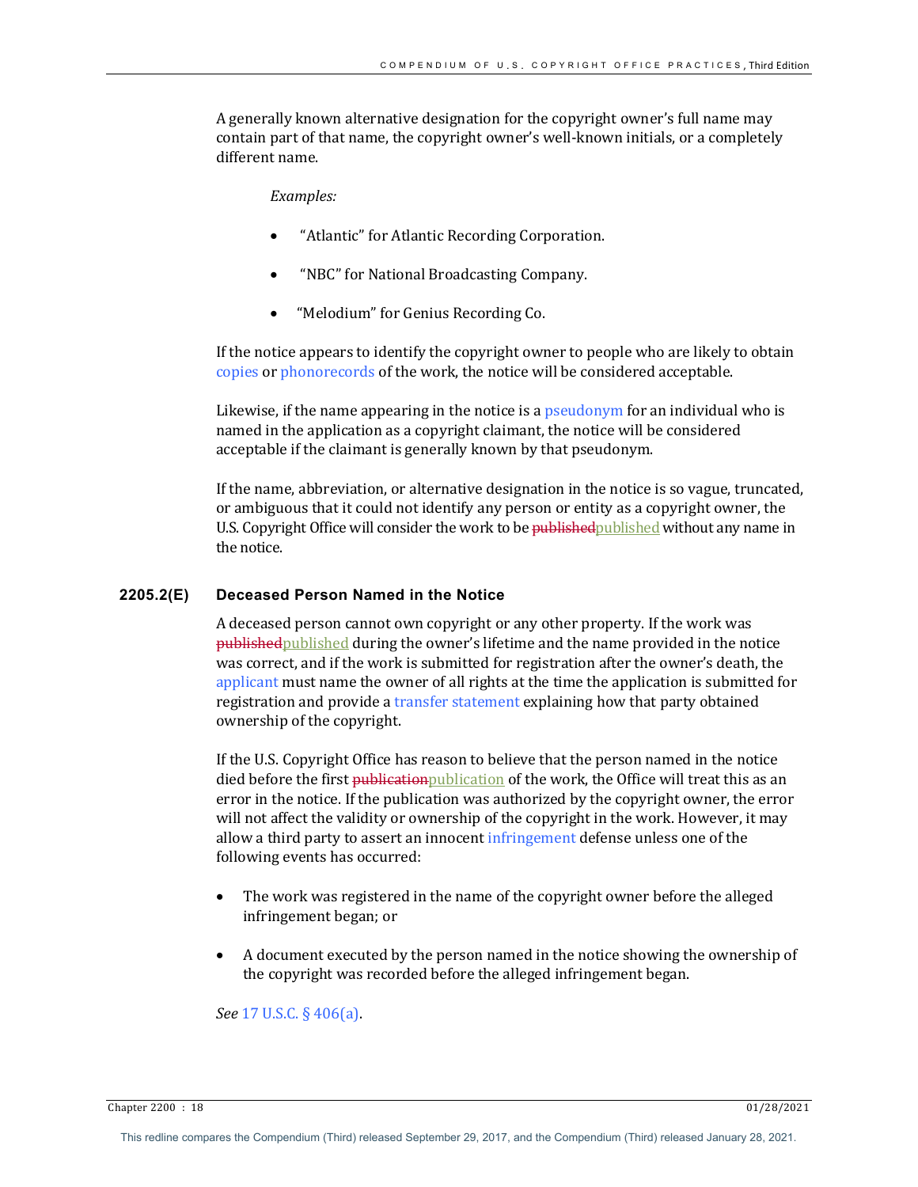A generally known alternative designation for the copyright owner's full name may contain part of that name, the copyright owner's well-known initials, or a completely different name.

*Examples:*

- "Atlantic" for Atlantic Recording Corporation.
- "NBC" for National Broadcasting Company.
- "Melodium" for Genius Recording Co.

If the notice appears to identify the copyright owner to people who are likely to obtain copies or phonorecords of the work, the notice will be considered acceptable.

Likewise, if the name appearing in the notice is a pseudonym for an individual who is named in the application as a copyright claimant, the notice will be considered acceptable if the claimant is generally known by that pseudonym.

If the name, abbreviation, or alternative designation in the notice is so vague, truncated, or ambiguous that it could not identify any person or entity as a copyright owner, the U.S. Copyright Office will consider the work to be ~~published~~published without any name in the notice.

### 2205.2(E) Deceased Person Named in the Notice

A deceased person cannot own copyright or any other property. If the work was ~~published~~published during the owner's lifetime and the name provided in the notice was correct, and if the work is submitted for registration after the owner's death, the applicant must name the owner of all rights at the time the application is submitted for registration and provide a transfer statement explaining how that party obtained ownership of the copyright.

If the U.S. Copyright Office has reason to believe that the person named in the notice died before the first ~~publication~~publication of the work, the Office will treat this as an error in the notice. If the publication was authorized by the copyright owner, the error will not affect the validity or ownership of the copyright in the work. However, it may allow a third party to assert an innocent infringement defense unless one of the following events has occurred:

- The work was registered in the name of the copyright owner before the alleged infringement began; or
- A document executed by the person named in the notice showing the ownership of the copyright was recorded before the alleged infringement began.

*See* 17 U.S.C. § 406(a).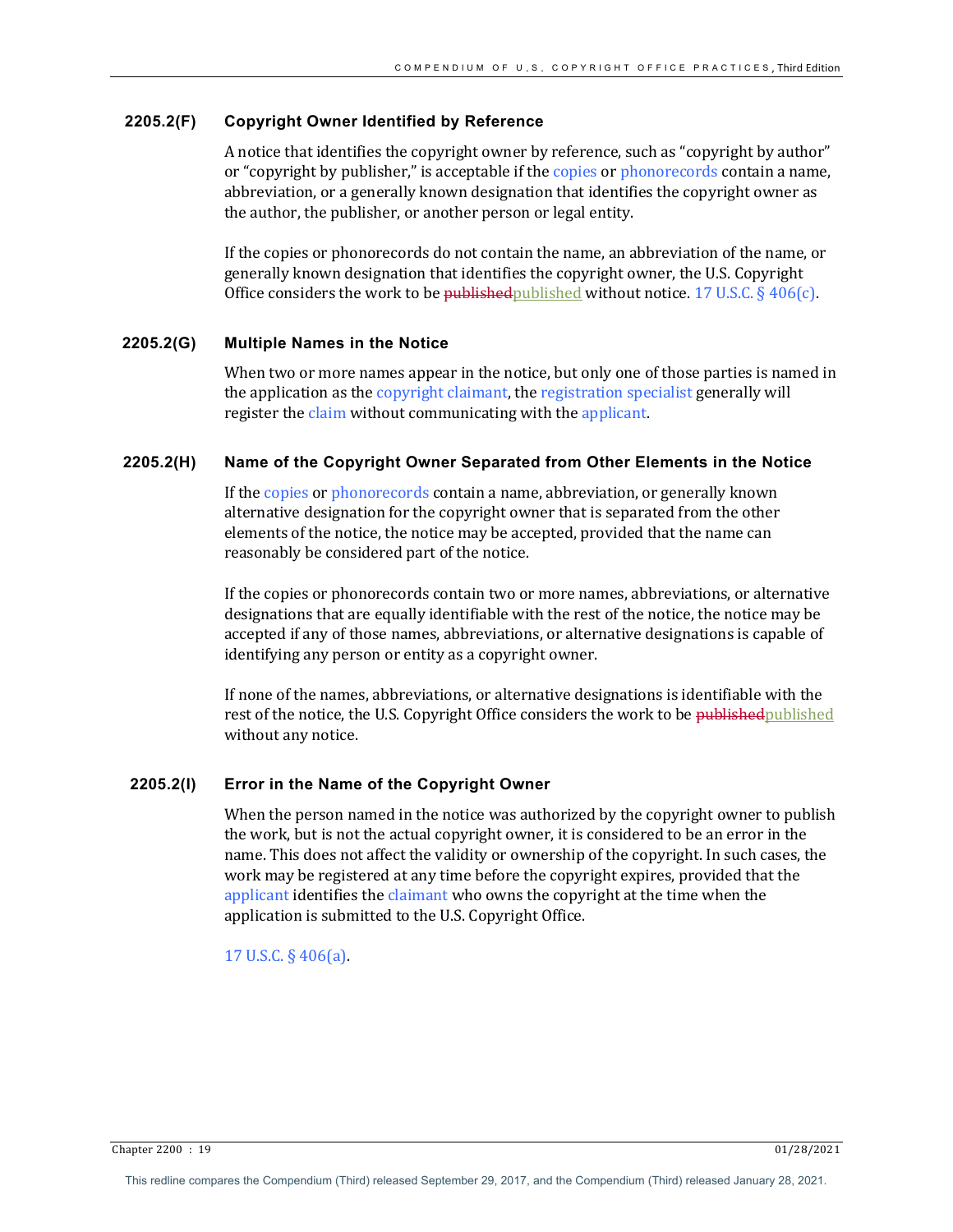### 2205.2(F) Copyright Owner Identified by Reference

A notice that identifies the copyright owner by reference, such as "copyright by author" or "copyright by publisher," is acceptable if the copies or phonorecords contain a name, abbreviation, or a generally known designation that identifies the copyright owner as the author, the publisher, or another person or legal entity.

If the copies or phonorecords do not contain the name, an abbreviation of the name, or generally known designation that identifies the copyright owner, the U.S. Copyright Office considers the work to be ~~published~~published without notice. 17 U.S.C. § 406(c).

### 2205.2(G) Multiple Names in the Notice

When two or more names appear in the notice, but only one of those parties is named in the application as the copyright claimant, the registration specialist generally will register the claim without communicating with the applicant.

### 2205.2(H) Name of the Copyright Owner Separated from Other Elements in the Notice

If the copies or phonorecords contain a name, abbreviation, or generally known alternative designation for the copyright owner that is separated from the other elements of the notice, the notice may be accepted, provided that the name can reasonably be considered part of the notice.

If the copies or phonorecords contain two or more names, abbreviations, or alternative designations that are equally identifiable with the rest of the notice, the notice may be accepted if any of those names, abbreviations, or alternative designations is capable of identifying any person or entity as a copyright owner.

If none of the names, abbreviations, or alternative designations is identifiable with the rest of the notice, the U.S. Copyright Office considers the work to be ~~published~~published without any notice.

### 2205.2(I) Error in the Name of the Copyright Owner

When the person named in the notice was authorized by the copyright owner to publish the work, but is not the actual copyright owner, it is considered to be an error in the name. This does not affect the validity or ownership of the copyright. In such cases, the work may be registered at any time before the copyright expires, provided that the applicant identifies the claimant who owns the copyright at the time when the application is submitted to the U.S. Copyright Office.

17 U.S.C. § 406(a).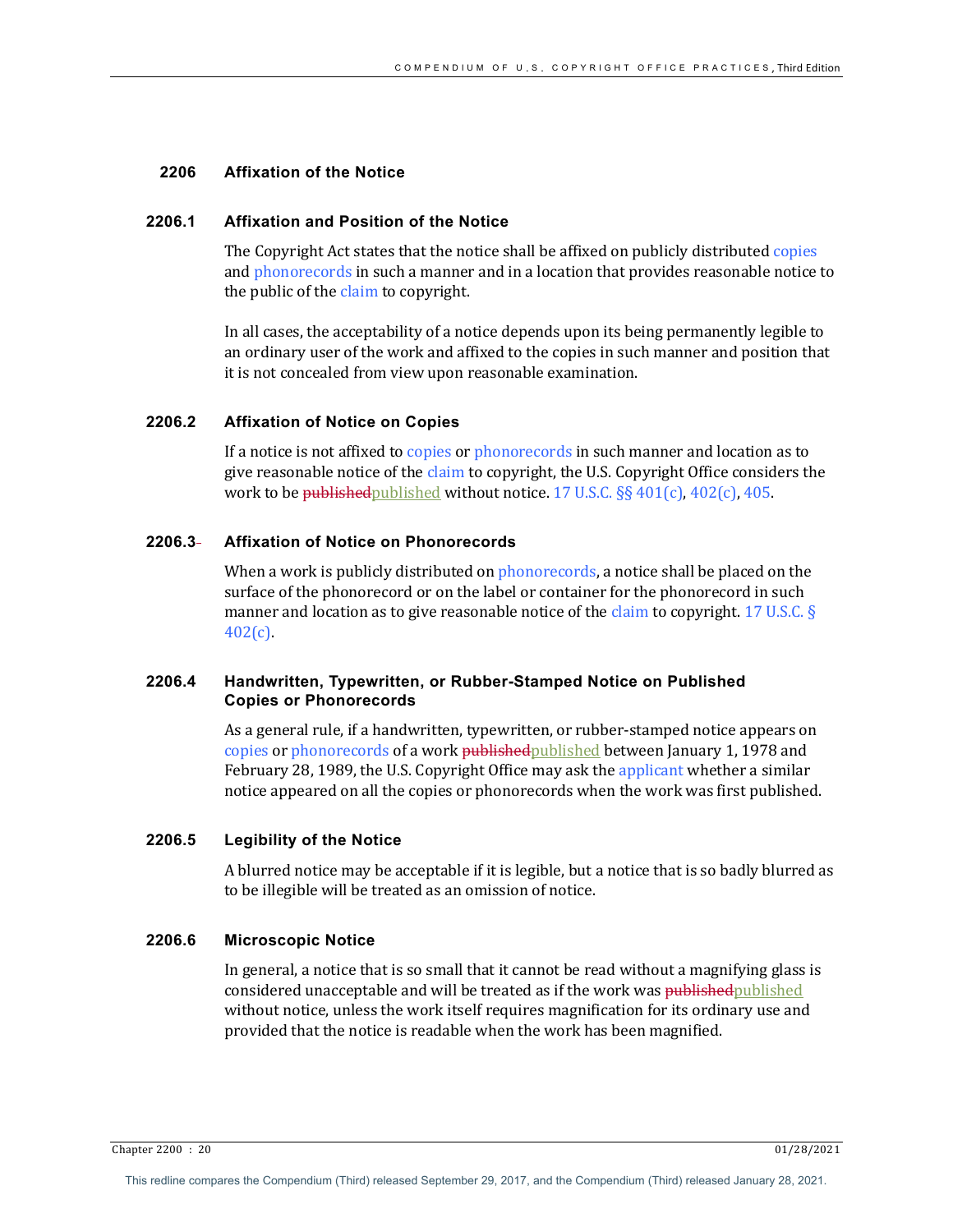## 2206 Affixation of the Notice

### 2206.1 Affixation and Position of the Notice

The Copyright Act states that the notice shall be affixed on publicly distributed copies and phonorecords in such a manner and in a location that provides reasonable notice to the public of the claim to copyright.

In all cases, the acceptability of a notice depends upon its being permanently legible to an ordinary user of the work and affixed to the copies in such manner and position that it is not concealed from view upon reasonable examination.

### 2206.2 Affixation of Notice on Copies

If a notice is not affixed to copies or phonorecords in such manner and location as to give reasonable notice of the claim to copyright, the U.S. Copyright Office considers the work to be ~~published~~published without notice. 17 U.S.C. §§ 401(c), 402(c), 405.

### 2206.3 Affixation of Notice on Phonorecords

When a work is publicly distributed on phonorecords, a notice shall be placed on the surface of the phonorecord or on the label or container for the phonorecord in such manner and location as to give reasonable notice of the claim to copyright. 17 U.S.C. § 402(c).

### 2206.4 Handwritten, Typewritten, or Rubber-Stamped Notice on Published Copies or Phonorecords

As a general rule, if a handwritten, typewritten, or rubber-stamped notice appears on copies or phonorecords of a work ~~published~~published between January 1, 1978 and February 28, 1989, the U.S. Copyright Office may ask the applicant whether a similar notice appeared on all the copies or phonorecords when the work was first published.

### 2206.5 Legibility of the Notice

A blurred notice may be acceptable if it is legible, but a notice that is so badly blurred as to be illegible will be treated as an omission of notice.

### 2206.6 Microscopic Notice

In general, a notice that is so small that it cannot be read without a magnifying glass is considered unacceptable and will be treated as if the work was ~~published~~published without notice, unless the work itself requires magnification for its ordinary use and provided that the notice is readable when the work has been magnified.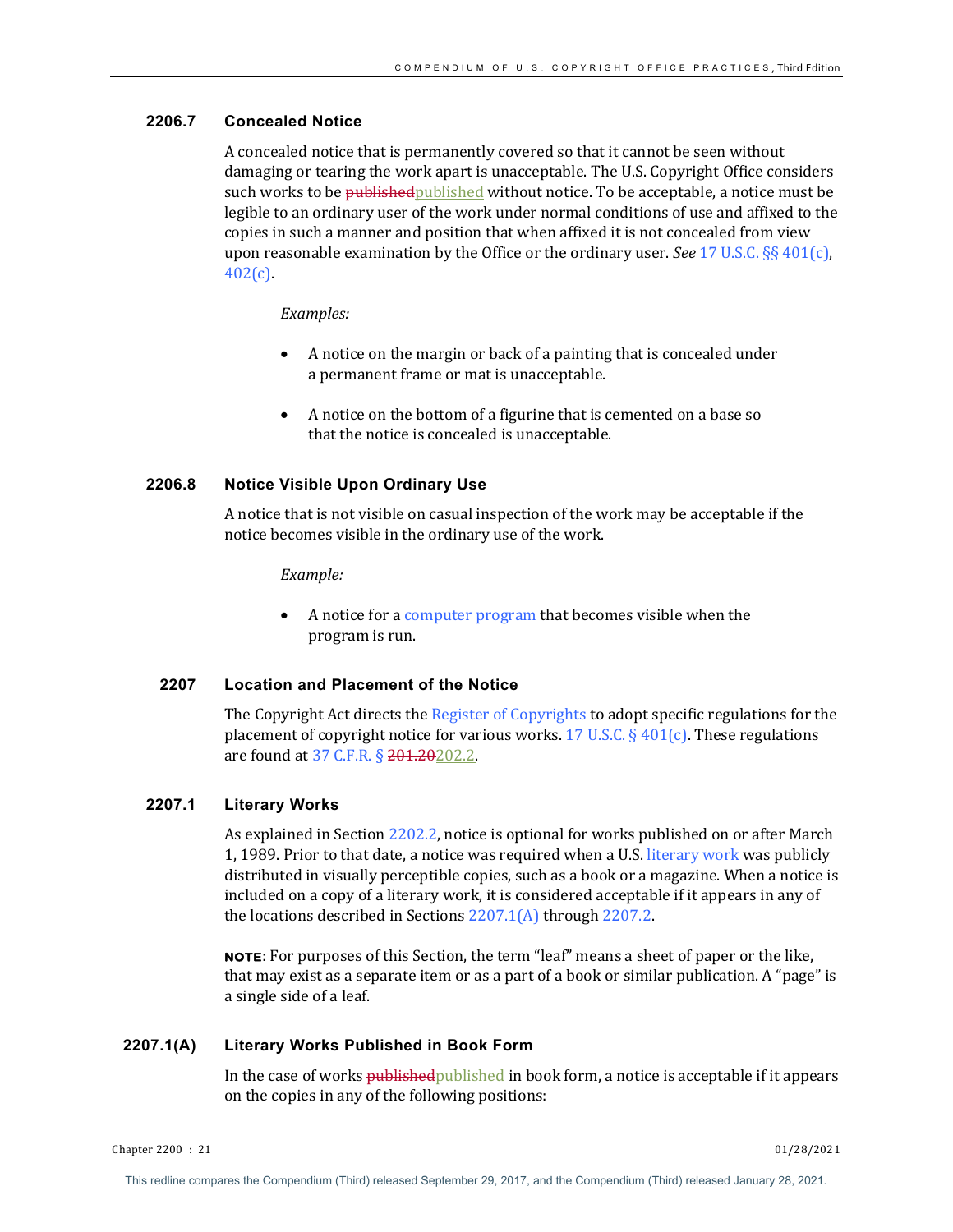### 2206.7 Concealed Notice

A concealed notice that is permanently covered so that it cannot be seen without damaging or tearing the work apart is unacceptable. The U.S. Copyright Office considers such works to be ~~published~~published without notice. To be acceptable, a notice must be legible to an ordinary user of the work under normal conditions of use and affixed to the copies in such a manner and position that when affixed it is not concealed from view upon reasonable examination by the Office or the ordinary user. *See* 17 U.S.C. §§ 401(c), 402(c).

*Examples:*

- A notice on the margin or back of a painting that is concealed under a permanent frame or mat is unacceptable.
- A notice on the bottom of a figurine that is cemented on a base so that the notice is concealed is unacceptable.

### 2206.8 Notice Visible Upon Ordinary Use

A notice that is not visible on casual inspection of the work may be acceptable if the notice becomes visible in the ordinary use of the work.

*Example:*

- A notice for a computer program that becomes visible when the program is run.

## 2207 Location and Placement of the Notice

The Copyright Act directs the Register of Copyrights to adopt specific regulations for the placement of copyright notice for various works. 17 U.S.C. § 401(c). These regulations are found at 37 C.F.R. § ~~201.20~~202.2.

### 2207.1 Literary Works

As explained in Section 2202.2, notice is optional for works published on or after March 1, 1989. Prior to that date, a notice was required when a U.S. literary work was publicly distributed in visually perceptible copies, such as a book or a magazine. When a notice is included on a copy of a literary work, it is considered acceptable if it appears in any of the locations described in Sections 2207.1(A) through 2207.2.

**NOTE**: For purposes of this Section, the term "leaf" means a sheet of paper or the like, that may exist as a separate item or as a part of a book or similar publication. A "page" is a single side of a leaf.

### 2207.1(A) Literary Works Published in Book Form

In the case of works ~~published~~published in book form, a notice is acceptable if it appears on the copies in any of the following positions: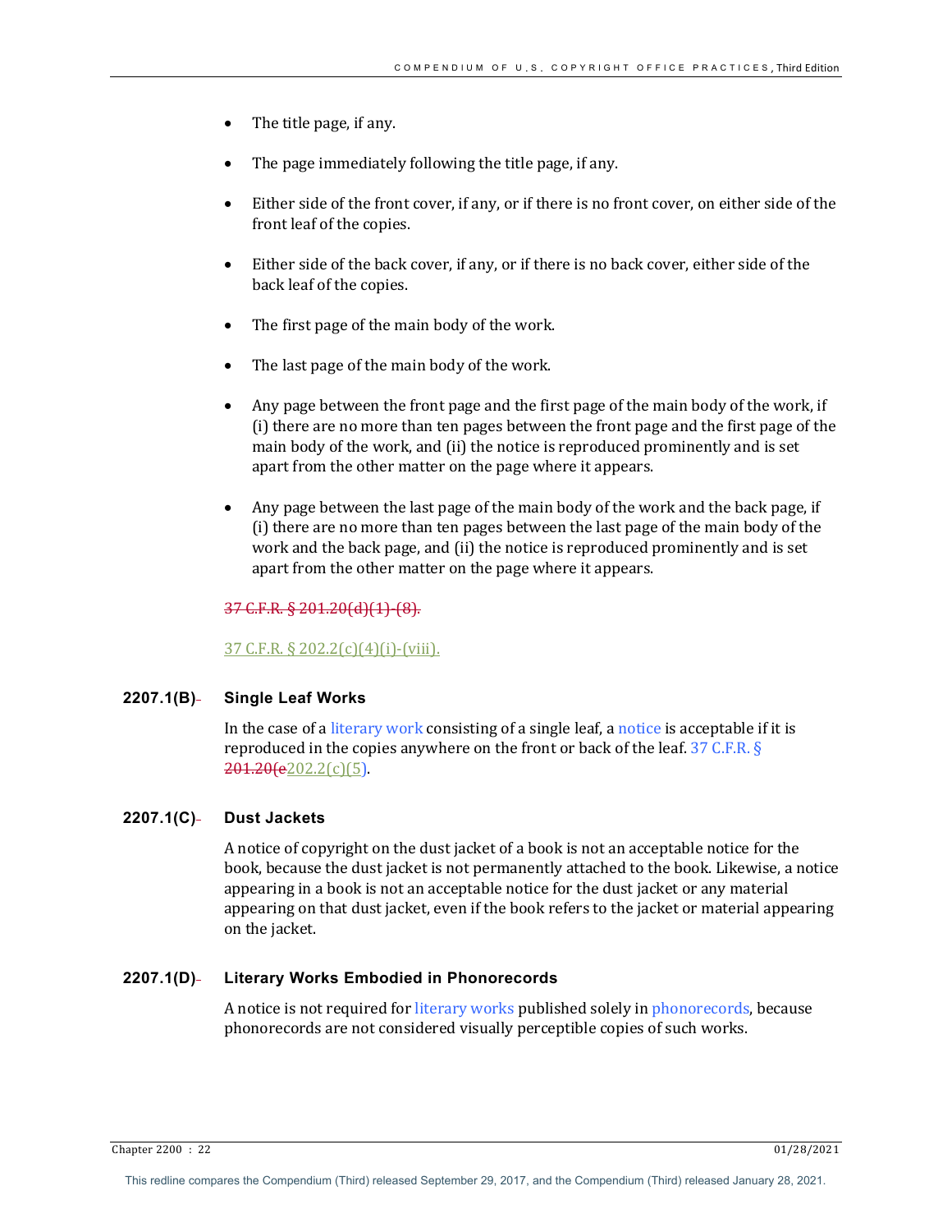- The title page, if any.
- The page immediately following the title page, if any.
- Either side of the front cover, if any, or if there is no front cover, on either side of the front leaf of the copies.
- Either side of the back cover, if any, or if there is no back cover, either side of the back leaf of the copies.
- The first page of the main body of the work.
- The last page of the main body of the work.
- Any page between the front page and the first page of the main body of the work, if (i) there are no more than ten pages between the front page and the first page of the main body of the work, and (ii) the notice is reproduced prominently and is set apart from the other matter on the page where it appears.
- Any page between the last page of the main body of the work and the back page, if (i) there are no more than ten pages between the last page of the main body of the work and the back page, and (ii) the notice is reproduced prominently and is set apart from the other matter on the page where it appears.

~~37 C.F.R. § 201.20(d)(1)-(8).~~

37 C.F.R. § 202.2(c)(4)(i)-(viii).

### 2207.1(B) Single Leaf Works

In the case of a literary work consisting of a single leaf, a notice is acceptable if it is reproduced in the copies anywhere on the front or back of the leaf. 37 C.F.R. § ~~201.20(e~~202.2(c)(5).

### 2207.1(C) Dust Jackets

A notice of copyright on the dust jacket of a book is not an acceptable notice for the book, because the dust jacket is not permanently attached to the book. Likewise, a notice appearing in a book is not an acceptable notice for the dust jacket or any material appearing on that dust jacket, even if the book refers to the jacket or material appearing on the jacket.

### 2207.1(D) Literary Works Embodied in Phonorecords

A notice is not required for literary works published solely in phonorecords, because phonorecords are not considered visually perceptible copies of such works.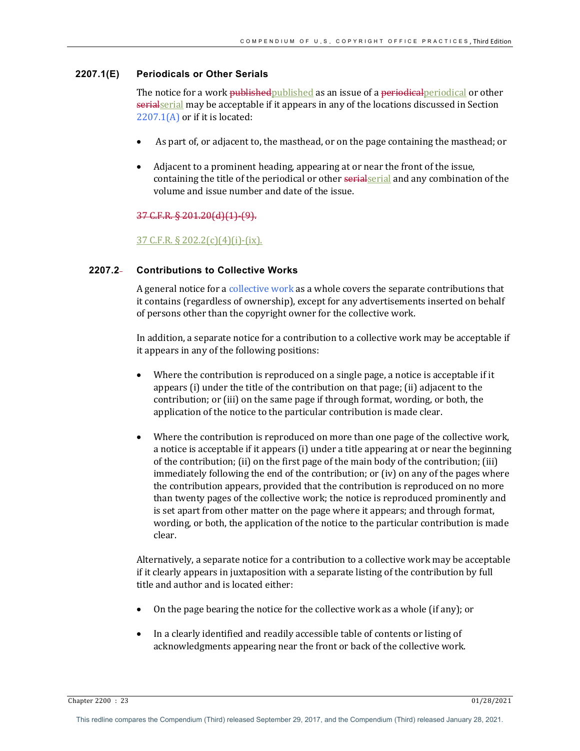### 2207.1(E) Periodicals or Other Serials

The notice for a work ~~published~~published as an issue of a ~~periodical~~periodical or other ~~serial~~serial may be acceptable if it appears in any of the locations discussed in Section 2207.1(A) or if it is located:

- As part of, or adjacent to, the masthead, or on the page containing the masthead; or
- Adjacent to a prominent heading, appearing at or near the front of the issue, containing the title of the periodical or other ~~serial~~serial and any combination of the volume and issue number and date of the issue.

~~37 C.F.R. § 201.20(d)(1)-(9).~~

37 C.F.R. § 202.2(c)(4)(i)-(ix).

## 2207.2 Contributions to Collective Works

A general notice for a collective work as a whole covers the separate contributions that it contains (regardless of ownership), except for any advertisements inserted on behalf of persons other than the copyright owner for the collective work.

In addition, a separate notice for a contribution to a collective work may be acceptable if it appears in any of the following positions:

- Where the contribution is reproduced on a single page, a notice is acceptable if it appears (i) under the title of the contribution on that page; (ii) adjacent to the contribution; or (iii) on the same page if through format, wording, or both, the application of the notice to the particular contribution is made clear.
- Where the contribution is reproduced on more than one page of the collective work, a notice is acceptable if it appears (i) under a title appearing at or near the beginning of the contribution; (ii) on the first page of the main body of the contribution; (iii) immediately following the end of the contribution; or (iv) on any of the pages where the contribution appears, provided that the contribution is reproduced on no more than twenty pages of the collective work; the notice is reproduced prominently and is set apart from other matter on the page where it appears; and through format, wording, or both, the application of the notice to the particular contribution is made clear.

Alternatively, a separate notice for a contribution to a collective work may be acceptable if it clearly appears in juxtaposition with a separate listing of the contribution by full title and author and is located either:

- On the page bearing the notice for the collective work as a whole (if any); or
- In a clearly identified and readily accessible table of contents or listing of acknowledgments appearing near the front or back of the collective work.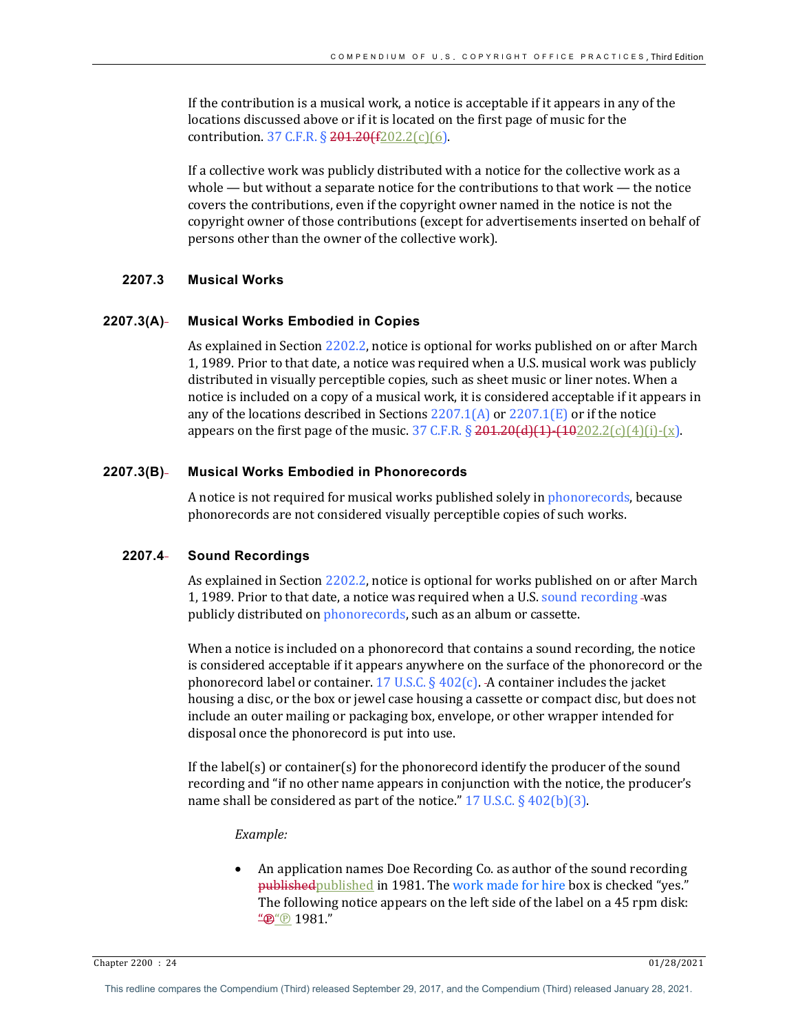If the contribution is a musical work, a notice is acceptable if it appears in any of the locations discussed above or if it is located on the first page of music for the contribution. 37 C.F.R. § ~~201.20(f~~202.2(c)(6).

If a collective work was publicly distributed with a notice for the collective work as a whole — but without a separate notice for the contributions to that work — the notice covers the contributions, even if the copyright owner named in the notice is not the copyright owner of those contributions (except for advertisements inserted on behalf of persons other than the owner of the collective work).

## 2207.3 Musical Works

### 2207.3(A) Musical Works Embodied in Copies

As explained in Section 2202.2, notice is optional for works published on or after March 1, 1989. Prior to that date, a notice was required when a U.S. musical work was publicly distributed in visually perceptible copies, such as sheet music or liner notes. When a notice is included on a copy of a musical work, it is considered acceptable if it appears in any of the locations described in Sections 2207.1(A) or 2207.1(E) or if the notice appears on the first page of the music. 37 C.F.R. § ~~201.20(d)(1)-(10~~202.2(c)(4)(i)-(x).

### 2207.3(B) Musical Works Embodied in Phonorecords

A notice is not required for musical works published solely in phonorecords, because phonorecords are not considered visually perceptible copies of such works.

## 2207.4 Sound Recordings

As explained in Section 2202.2, notice is optional for works published on or after March 1, 1989. Prior to that date, a notice was required when a U.S. sound recording was publicly distributed on phonorecords, such as an album or cassette.

When a notice is included on a phonorecord that contains a sound recording, the notice is considered acceptable if it appears anywhere on the surface of the phonorecord or the phonorecord label or container. 17 U.S.C. § 402(c). A container includes the jacket housing a disc, or the box or jewel case housing a cassette or compact disc, but does not include an outer mailing or packaging box, envelope, or other wrapper intended for disposal once the phonorecord is put into use.

If the label(s) or container(s) for the phonorecord identify the producer of the sound recording and "if no other name appears in conjunction with the notice, the producer's name shall be considered as part of the notice." 17 U.S.C. § 402(b)(3).

*Example:*

- An application names Doe Recording Co. as author of the sound recording ~~published~~published in 1981. The work made for hire box is checked "yes." The following notice appears on the left side of the label on a 45 rpm disk: ~~"℗~~"℗ 1981."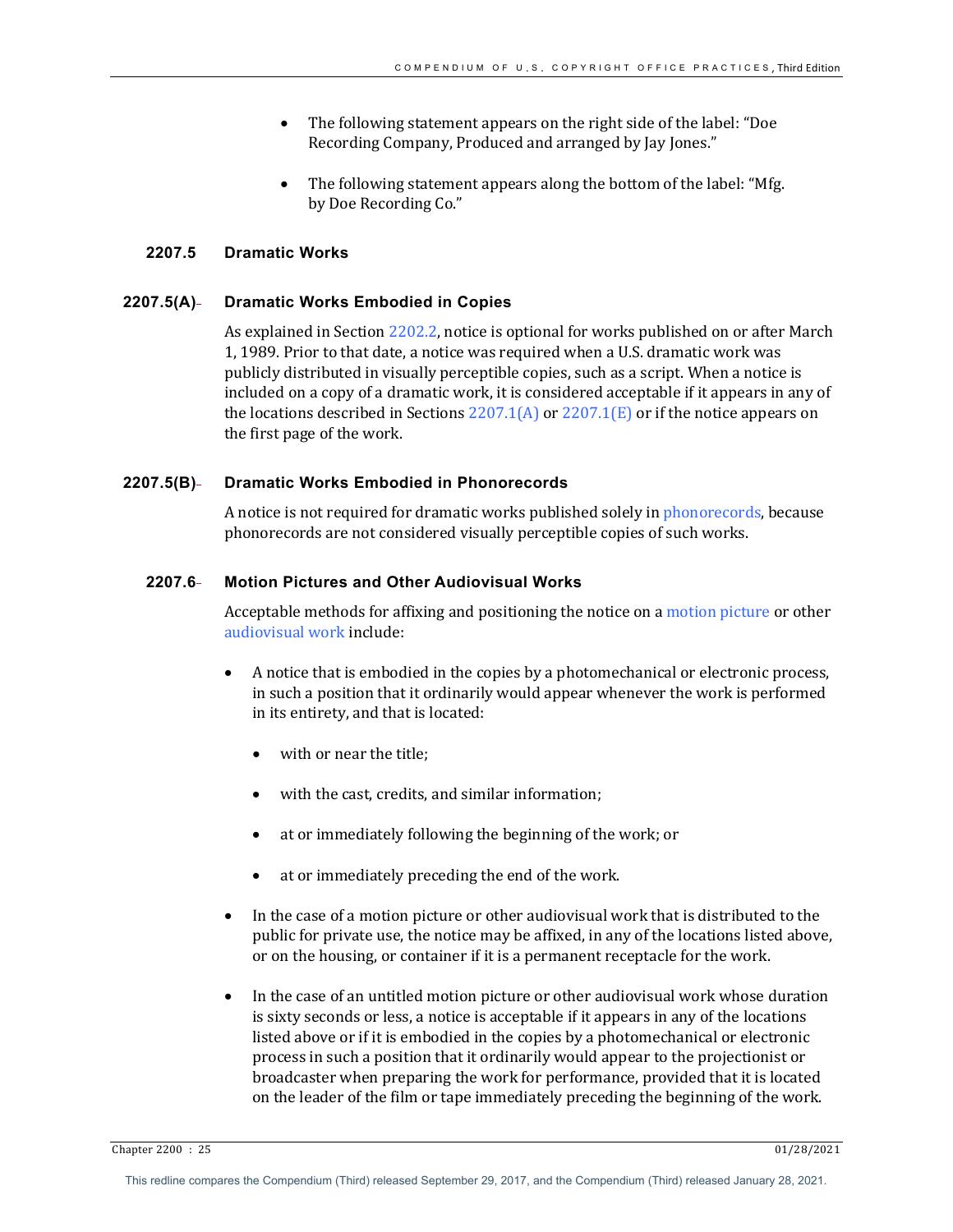- The following statement appears on the right side of the label: "Doe Recording Company, Produced and arranged by Jay Jones."

- The following statement appears along the bottom of the label: "Mfg. by Doe Recording Co."

### 2207.5 Dramatic Works

#### 2207.5(A) Dramatic Works Embodied in Copies

As explained in Section 2202.2, notice is optional for works published on or after March 1, 1989. Prior to that date, a notice was required when a U.S. dramatic work was publicly distributed in visually perceptible copies, such as a script. When a notice is included on a copy of a dramatic work, it is considered acceptable if it appears in any of the locations described in Sections 2207.1(A) or 2207.1(E) or if the notice appears on the first page of the work.

#### 2207.5(B) Dramatic Works Embodied in Phonorecords

A notice is not required for dramatic works published solely in phonorecords, because phonorecords are not considered visually perceptible copies of such works.

### 2207.6 Motion Pictures and Other Audiovisual Works

Acceptable methods for affixing and positioning the notice on a motion picture or other audiovisual work include:

- A notice that is embodied in the copies by a photomechanical or electronic process, in such a position that it ordinarily would appear whenever the work is performed in its entirety, and that is located:

  - with or near the title;

  - with the cast, credits, and similar information;

  - at or immediately following the beginning of the work; or

  - at or immediately preceding the end of the work.

- In the case of a motion picture or other audiovisual work that is distributed to the public for private use, the notice may be affixed, in any of the locations listed above, or on the housing, or container if it is a permanent receptacle for the work.

- In the case of an untitled motion picture or other audiovisual work whose duration is sixty seconds or less, a notice is acceptable if it appears in any of the locations listed above or if it is embodied in the copies by a photomechanical or electronic process in such a position that it ordinarily would appear to the projectionist or broadcaster when preparing the work for performance, provided that it is located on the leader of the film or tape immediately preceding the beginning of the work.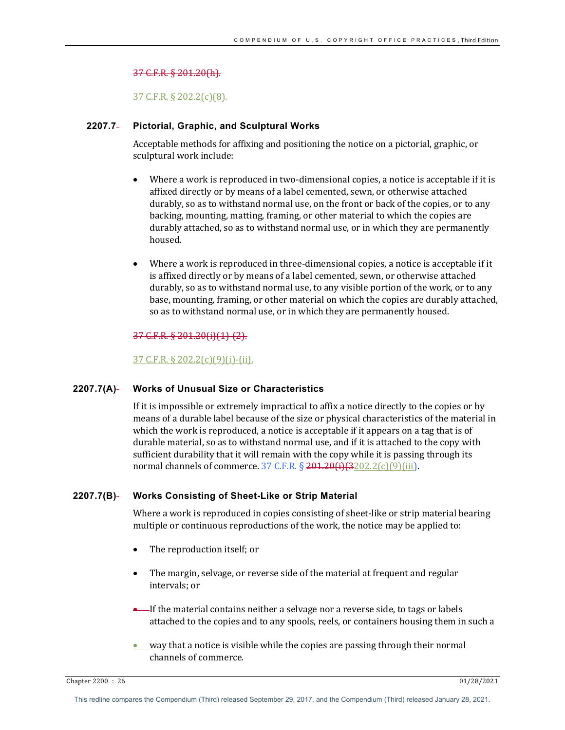37 C.F.R. § 201.20(h).

37 C.F.R. § 202.2(c)(8).

### 2207.7 Pictorial, Graphic, and Sculptural Works

Acceptable methods for affixing and positioning the notice on a pictorial, graphic, or sculptural work include:

- Where a work is reproduced in two-dimensional copies, a notice is acceptable if it is affixed directly or by means of a label cemented, sewn, or otherwise attached durably, so as to withstand normal use, on the front or back of the copies, or to any backing, mounting, matting, framing, or other material to which the copies are durably attached, so as to withstand normal use, or in which they are permanently housed.

- Where a work is reproduced in three-dimensional copies, a notice is acceptable if it is affixed directly or by means of a label cemented, sewn, or otherwise attached durably, so as to withstand normal use, to any visible portion of the work, or to any base, mounting, framing, or other material on which the copies are durably attached, so as to withstand normal use, or in which they are permanently housed.

37 C.F.R. § 201.20(i)(1)-(2).

37 C.F.R. § 202.2(c)(9)(i)-(ii).

### 2207.7(A) Works of Unusual Size or Characteristics

If it is impossible or extremely impractical to affix a notice directly to the copies or by means of a durable label because of the size or physical characteristics of the material in which the work is reproduced, a notice is acceptable if it appears on a tag that is of durable material, so as to withstand normal use, and if it is attached to the copy with sufficient durability that it will remain with the copy while it is passing through its normal channels of commerce. 37 C.F.R. § 201.20(i)(3202.2(c)(9)(iii).

### 2207.7(B) Works Consisting of Sheet-Like or Strip Material

Where a work is reproduced in copies consisting of sheet-like or strip material bearing multiple or continuous reproductions of the work, the notice may be applied to:

- The reproduction itself; or

- The margin, selvage, or reverse side of the material at frequent and regular intervals; or

- If the material contains neither a selvage nor a reverse side, to tags or labels attached to the copies and to any spools, reels, or containers housing them in such a

- way that a notice is visible while the copies are passing through their normal channels of commerce.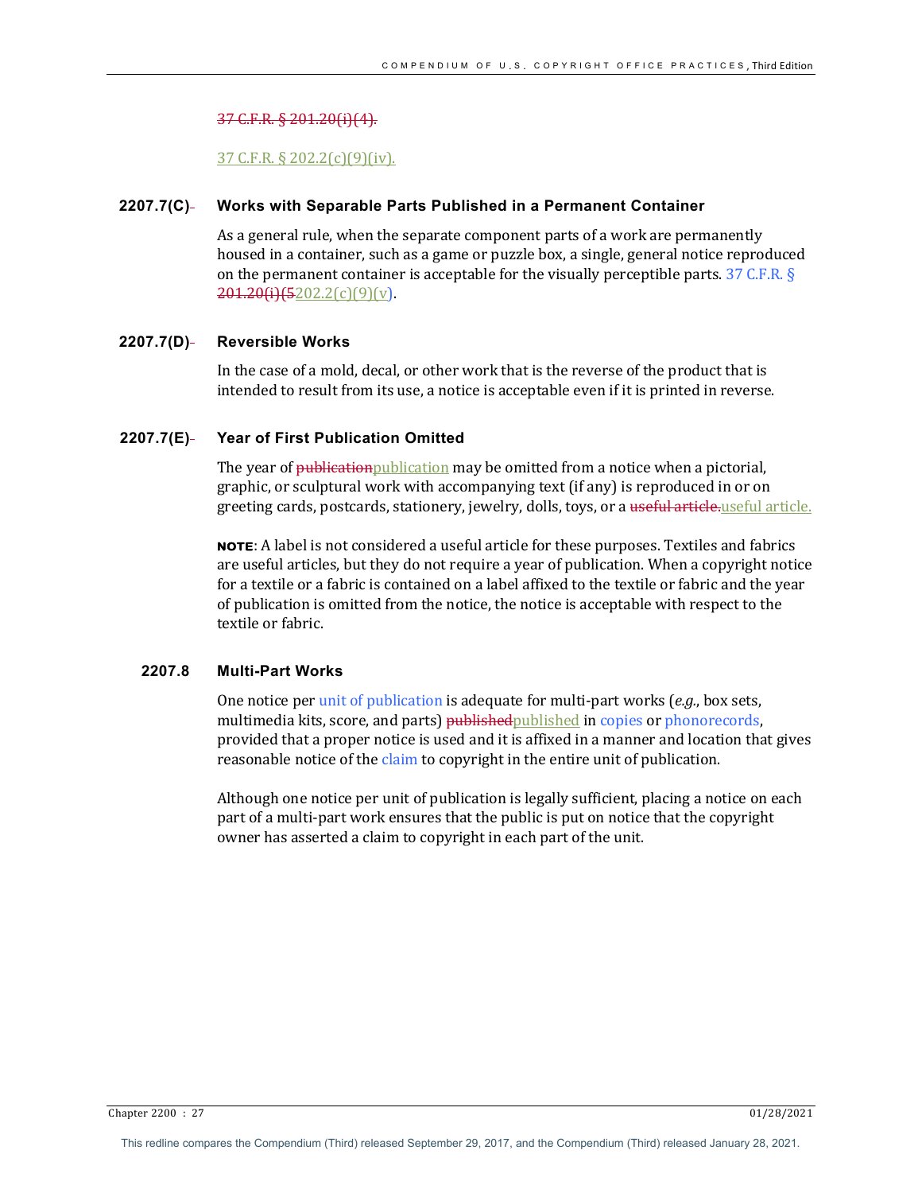~~37 C.F.R. § 201.20(i)(4).~~

37 C.F.R. § 202.2(c)(9)(iv).

### 2207.7(C) Works with Separable Parts Published in a Permanent Container

As a general rule, when the separate component parts of a work are permanently housed in a container, such as a game or puzzle box, a single, general notice reproduced on the permanent container is acceptable for the visually perceptible parts. 37 C.F.R. § ~~201.20(i)(5~~202.2(c)(9)(v).

### 2207.7(D) Reversible Works

In the case of a mold, decal, or other work that is the reverse of the product that is intended to result from its use, a notice is acceptable even if it is printed in reverse.

### 2207.7(E) Year of First Publication Omitted

The year of ~~publication~~publication may be omitted from a notice when a pictorial, graphic, or sculptural work with accompanying text (if any) is reproduced in or on greeting cards, postcards, stationery, jewelry, dolls, toys, or a ~~useful article.~~useful article.

**NOTE**: A label is not considered a useful article for these purposes. Textiles and fabrics are useful articles, but they do not require a year of publication. When a copyright notice for a textile or a fabric is contained on a label affixed to the textile or fabric and the year of publication is omitted from the notice, the notice is acceptable with respect to the textile or fabric.

### 2207.8 Multi-Part Works

One notice per unit of publication is adequate for multi-part works (*e.g.*, box sets, multimedia kits, score, and parts) ~~published~~published in copies or phonorecords, provided that a proper notice is used and it is affixed in a manner and location that gives reasonable notice of the claim to copyright in the entire unit of publication.

Although one notice per unit of publication is legally sufficient, placing a notice on each part of a multi-part work ensures that the public is put on notice that the copyright owner has asserted a claim to copyright in each part of the unit.

This redline compares the Compendium (Third) released September 29, 2017, and the Compendium (Third) released January 28, 2021.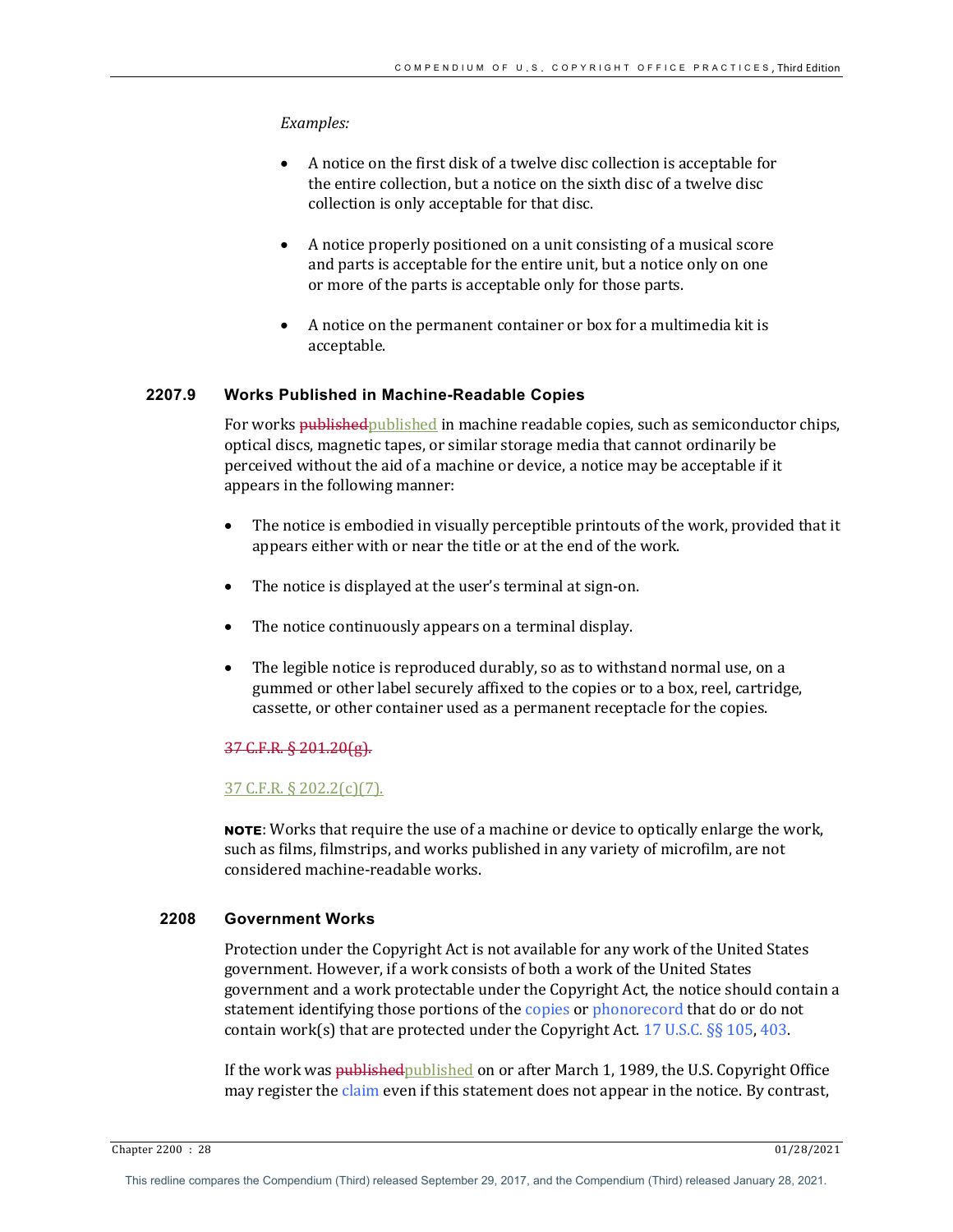*Examples:*

- A notice on the first disk of a twelve disc collection is acceptable for the entire collection, but a notice on the sixth disc of a twelve disc collection is only acceptable for that disc.

- A notice properly positioned on a unit consisting of a musical score and parts is acceptable for the entire unit, but a notice only on one or more of the parts is acceptable only for those parts.

- A notice on the permanent container or box for a multimedia kit is acceptable.

### 2207.9 Works Published in Machine-Readable Copies

For works ~~published~~published in machine readable copies, such as semiconductor chips, optical discs, magnetic tapes, or similar storage media that cannot ordinarily be perceived without the aid of a machine or device, a notice may be acceptable if it appears in the following manner:

- The notice is embodied in visually perceptible printouts of the work, provided that it appears either with or near the title or at the end of the work.

- The notice is displayed at the user's terminal at sign-on.

- The notice continuously appears on a terminal display.

- The legible notice is reproduced durably, so as to withstand normal use, on a gummed or other label securely affixed to the copies or to a box, reel, cartridge, cassette, or other container used as a permanent receptacle for the copies.

~~37 C.F.R. § 201.20(g).~~

37 C.F.R. § 202.2(c)(7).

**NOTE**: Works that require the use of a machine or device to optically enlarge the work, such as films, filmstrips, and works published in any variety of microfilm, are not considered machine-readable works.

## 2208 Government Works

Protection under the Copyright Act is not available for any work of the United States government. However, if a work consists of both a work of the United States government and a work protectable under the Copyright Act, the notice should contain a statement identifying those portions of the copies or phonorecord that do or do not contain work(s) that are protected under the Copyright Act. 17 U.S.C. §§ 105, 403.

If the work was ~~published~~published on or after March 1, 1989, the U.S. Copyright Office may register the claim even if this statement does not appear in the notice. By contrast,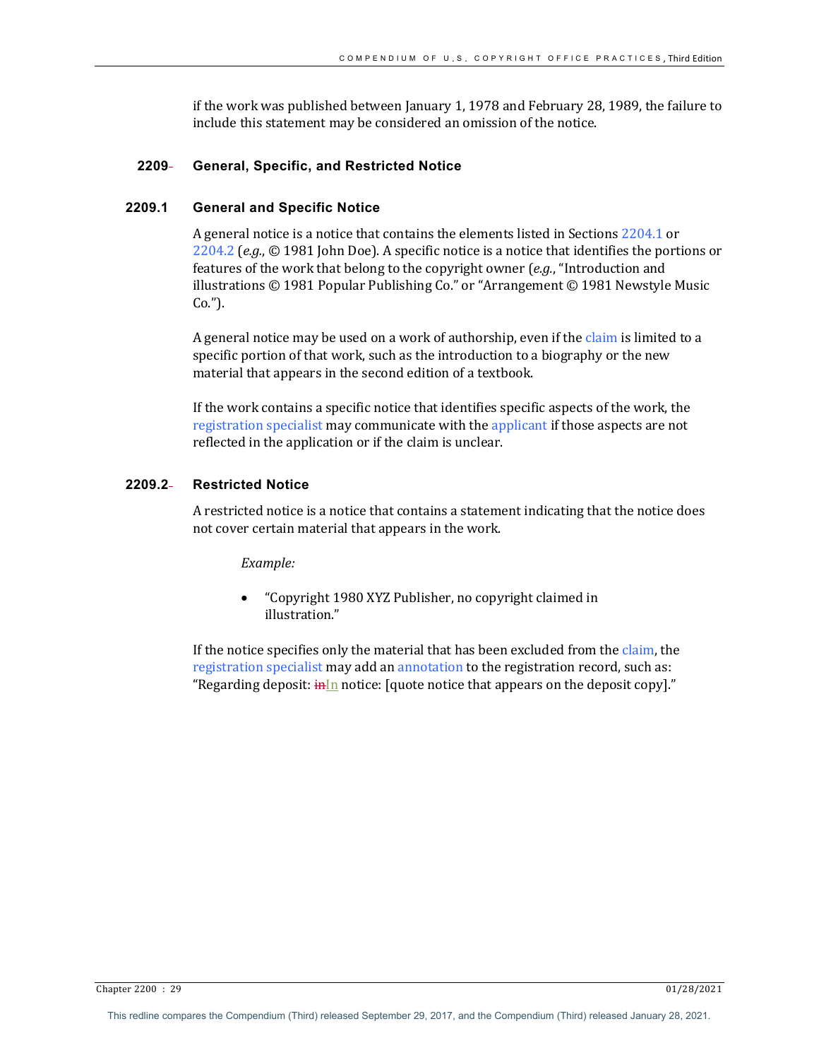if the work was published between January 1, 1978 and February 28, 1989, the failure to include this statement may be considered an omission of the notice.

## 2209 General, Specific, and Restricted Notice

### 2209.1 General and Specific Notice

A general notice is a notice that contains the elements listed in Sections 2204.1 or 2204.2 (*e.g.*, © 1981 John Doe). A specific notice is a notice that identifies the portions or features of the work that belong to the copyright owner (*e.g.*, "Introduction and illustrations © 1981 Popular Publishing Co." or "Arrangement © 1981 Newstyle Music Co.").

A general notice may be used on a work of authorship, even if the claim is limited to a specific portion of that work, such as the introduction to a biography or the new material that appears in the second edition of a textbook.

If the work contains a specific notice that identifies specific aspects of the work, the registration specialist may communicate with the applicant if those aspects are not reflected in the application or if the claim is unclear.

### 2209.2 Restricted Notice

A restricted notice is a notice that contains a statement indicating that the notice does not cover certain material that appears in the work.

*Example:*

- "Copyright 1980 XYZ Publisher, no copyright claimed in illustration."

If the notice specifies only the material that has been excluded from the claim, the registration specialist may add an annotation to the registration record, such as: "Regarding deposit: ~~in~~In notice: [quote notice that appears on the deposit copy]."

This redline compares the Compendium (Third) released September 29, 2017, and the Compendium (Third) released January 28, 2021.